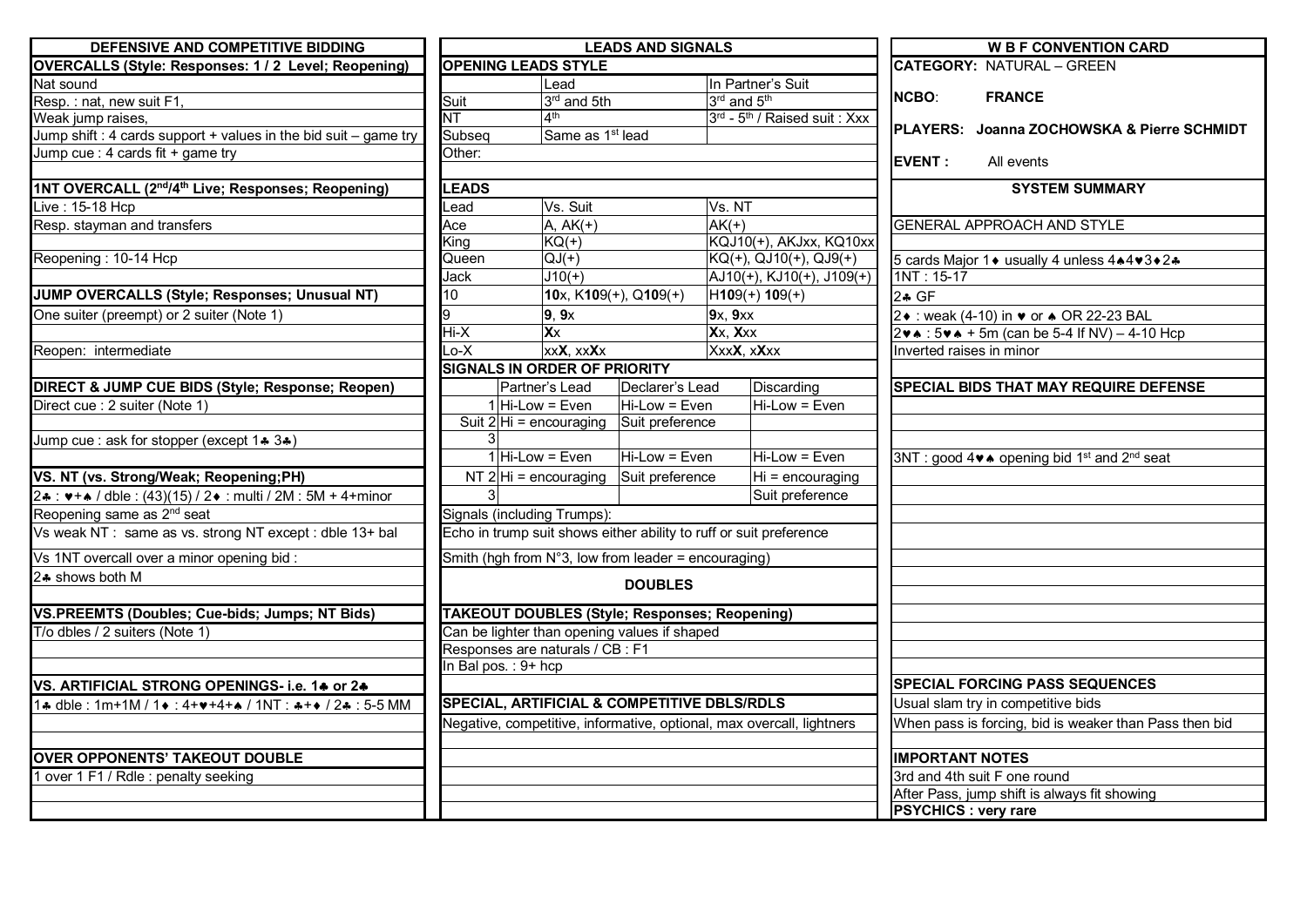## DEFENSIVE AND COMPETITIVE BIDDING

### OVERCALLS (Style: Responses: 1 / 2 Level; Reopening)

Nat sound

Resp. : nat, new suit F1,

Weak jump raises,

Jump shift : 4 cards support + values in the bid suit – game try

Jump cue : 4 cards fit + game try

### 1NT OVERCALL (2nd/4th Live; Responses; Reopening)

Live : 15-18 Hcp

Resp. stayman and transfers

Reopening : 10-14 Hcp

### JUMP OVERCALLS (Style; Responses; Unusual NT)

One suiter (preempt) or 2 suiter (Note 1)

Reopen: intermediate

### DIRECT & JUMP CUE BIDS (Style; Response; Reopen)

Direct cue : 2 suiter (Note 1)

Jump cue : ask for stopper (except 1♣ 3♣)

### VS. NT (vs. Strong/Weak; Reopening;PH)

2♣ : ♥+♠ / dble : (43)(15) / 2♦ : multi / 2M : 5M + 4+minor

Reopening same as 2nd seat

Vs weak NT : same as vs. strong NT except : dble 13+ bal

Vs 1NT overcall over a minor opening bid :

2♣ shows both M

### VS.PREEMTS (Doubles; Cue-bids; Jumps; NT Bids)

T/o dbles / 2 suiters (Note 1)

### VS. ARTIFICIAL STRONG OPENINGS- i.e. 1♣ or 2♣

1♣ dble : 1m+1M / 1♦ : 4+♥+4+♠ / 1NT : ♣+♦ / 2♣ : 5-5 MM

### OVER OPPONENTS' TAKEOUT DOUBLE

1 over 1 F1 / Rdle : penalty seeking

## LEADS AND SIGNALS

### OPENING LEADS STYLE

| | Lead | In Partner's Suit |
|---|---|---|
| Suit | 3rd and 5th | 3rd and 5th |
| NT | 4th | 3rd - 5th / Raised suit : Xxx |
| Subseq | Same as 1st lead | |
| Other: | | |

### LEADS

| Lead | Vs. Suit | Vs. NT |
|---|---|---|
| Ace | A, AK(+) | AK(+) |
| King | KQ(+) | KQJ10(+), AKJxx, KQ10xx |
| Queen | QJ(+) | KQ(+), QJ10(+), QJ9(+) |
| Jack | J10(+) | AJ10(+), KJ10(+), J109(+) |
| 10 | **10**x, K**10**9(+), Q**10**9(+) | H**10**9(+) **10**9(+) |
| 9 | **9**, **9**x | **9**x, **9**xx |
| Hi-X | **X**x | **X**x, **X**xx |
| Lo-X | xx**X**, xx**X**x | Xxx**X**, x**X**xx |

### SIGNALS IN ORDER OF PRIORITY

| | | Partner's Lead | Declarer's Lead | Discarding |
|---|---|---|---|---|
| Suit | 1 | Hi-Low = Even | Hi-Low = Even | Hi-Low = Even |
| | 2 | Hi = encouraging | Suit preference | |
| | 3 | | | |
| NT | 1 | Hi-Low = Even | Hi-Low = Even | Hi-Low = Even |
| | 2 | Hi = encouraging | Suit preference | Hi = encouraging |
| | 3 | | | Suit preference |

Signals (including Trumps):

Echo in trump suit shows either ability to ruff or suit preference

Smith (hgh from N°3, low from leader = encouraging)

## DOUBLES

### TAKEOUT DOUBLES (Style; Responses; Reopening)

Can be lighter than opening values if shaped

Responses are naturals / CB : F1

In Bal pos. : 9+ hcp

### SPECIAL, ARTIFICIAL & COMPETITIVE DBLS/RDLS

Negative, competitive, informative, optional, max overcall, lightners

## W B F CONVENTION CARD

**CATEGORY:** NATURAL – GREEN

**NCBO:** **FRANCE**

**PLAYERS: Joanna ZOCHOWSKA & Pierre SCHMIDT**

**EVENT :** All events

### SYSTEM SUMMARY

GENERAL APPROACH AND STYLE

5 cards Major 1♦ usually 4 unless 4♠4♥3♦2♣

1NT : 15-17

2♣ GF

2♦ : weak (4-10) in ♥ or ♠ OR 22-23 BAL

2♥♠ : 5♥♠ + 5m (can be 5-4 If NV) – 4-10 Hcp

Inverted raises in minor

### SPECIAL BIDS THAT MAY REQUIRE DEFENSE

3NT : good 4♥♠ opening bid 1st and 2nd seat

### SPECIAL FORCING PASS SEQUENCES

Usual slam try in competitive bids

When pass is forcing, bid is weaker than Pass then bid

### IMPORTANT NOTES

3rd and 4th suit F one round

After Pass, jump shift is always fit showing

**PSYCHICS : very rare**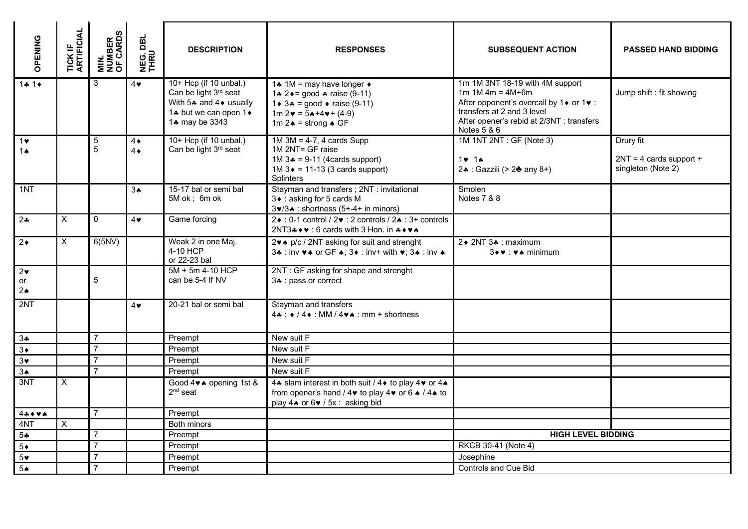| OPENING | TICK IF ARTIFICIAL | MIN. NUMBER OF CARDS | NEG. DBL THRU | DESCRIPTION | RESPONSES | SUBSEQUENT ACTION | PASSED HAND BIDDING |
|---|---|---|---|---|---|---|---|
| 1♣ 1♦ | | 3 | 4♥ | 10+ Hcp (if 10 unbal.)<br>Can be light 3rd seat<br>With 5♣ and 4♦ usually 1♣ but we can open 1♦<br>1♣ may be 3343 | 1♣ 1M = may have longer ♦<br>1♣ 2♦= good ♣ raise (9-11)<br>1♦ 3♣ = good ♦ raise (9-11)<br>1m 2♥ = 5♠+4♥+ (4-9)<br>1m 2♠ = strong ♠ GF | 1m 1M 3NT 18-19 with 4M support<br>1m 1M 4m = 4M+6m<br>After opponent's overcall by 1♦ or 1♥ : transfers at 2 and 3 level<br>After opener's rebid at 2/3NT : transfers Notes 5 & 6 | Jump shift : fit showing |
| 1♥<br>1♠ | | 5<br>5 | 4♦<br>4♦ | 10+ Hcp (if 10 unbal.)<br>Can be light 3rd seat | 1M 3M = 4-7, 4 cards Supp<br>1M 2NT= GF raise<br>1M 3♣ = 9-11 (4cards support)<br>1M 3♦ = 11-13 (3 cards support)<br>Splinters | 1M 1NT 2NT : GF (Note 3)<br><br>1♥ 1♠<br>2♣ : Gazzili (> 2♣ any 8+) | Drury fit<br><br>2NT = 4 cards support + singleton (Note 2) |
| 1NT | | | 3♠ | 15-17 bal or semi bal<br>5M ok ; 6m ok | Stayman and transfers ; 2NT : invitational<br>3♦ : asking for 5 cards M<br>3♥/3♠ : shortness (5+-4+ in minors) | Smolen<br>Notes 7 & 8 | |
| 2♣ | X | 0 | 4♥ | Game forcing | 2♦ : 0-1 control / 2♥ : 2 controls / 2♠ : 3+ controls<br>2NT3♣♦♥ : 6 cards with 3 Hon. in ♣♦♥♠ | | |
| 2♦ | X | 6(5NV) | | Weak 2 in one Maj.<br>4-10 HCP<br>or 22-23 bal | 2♥♠ p/c / 2NT asking for suit and strenght<br>3♣ : inv ♥♠ or GF ♠; 3♦ : inv+ with ♥; 3♠ : inv ♠ | 2♦ 2NT 3♣ : maximum<br>3♦♥ : ♥♠ minimum | |
| 2♥<br>or<br>2♠ | | 5 | | 5M + 5m 4-10 HCP<br>can be 5-4 If NV | 2NT : GF asking for shape and strenght<br>3♣ : pass or correct | | |
| 2NT | | | 4♥ | 20-21 bal or semi bal | Stayman and transfers<br>4♣ : ♦ / 4♦ : MM / 4♥♠ : mm + shortness | | |
| 3♣ | | 7 | | Preempt | New suit F | | |
| 3♦ | | 7 | | Preempt | New suit F | | |
| 3♥ | | 7 | | Preempt | New suit F | | |
| 3♠ | | 7 | | Preempt | New suit F | | |
| 3NT | X | | | Good 4♥♠ opening 1st & 2nd seat | 4♣ slam interest in both suit / 4♦ to play 4♥ or 4♠ from opener's hand / 4♥ to play 4♥ or 6 ♠ / 4♠ to play 4♠ or 6♥ / 5x : asking bid | | |
| 4♣♦♥♠ | | 7 | | Preempt | | | |
| 4NT | X | | | Both minors | | | |
| 5♣ | | 7 | | Preempt | | **HIGH LEVEL BIDDING** | |
| 5♦ | | 7 | | Preempt | | RKCB 30-41 (Note 4) | |
| 5♥ | | 7 | | Preempt | | Josephine | |
| 5♠ | | 7 | | Preempt | | Controls and Cue Bid | |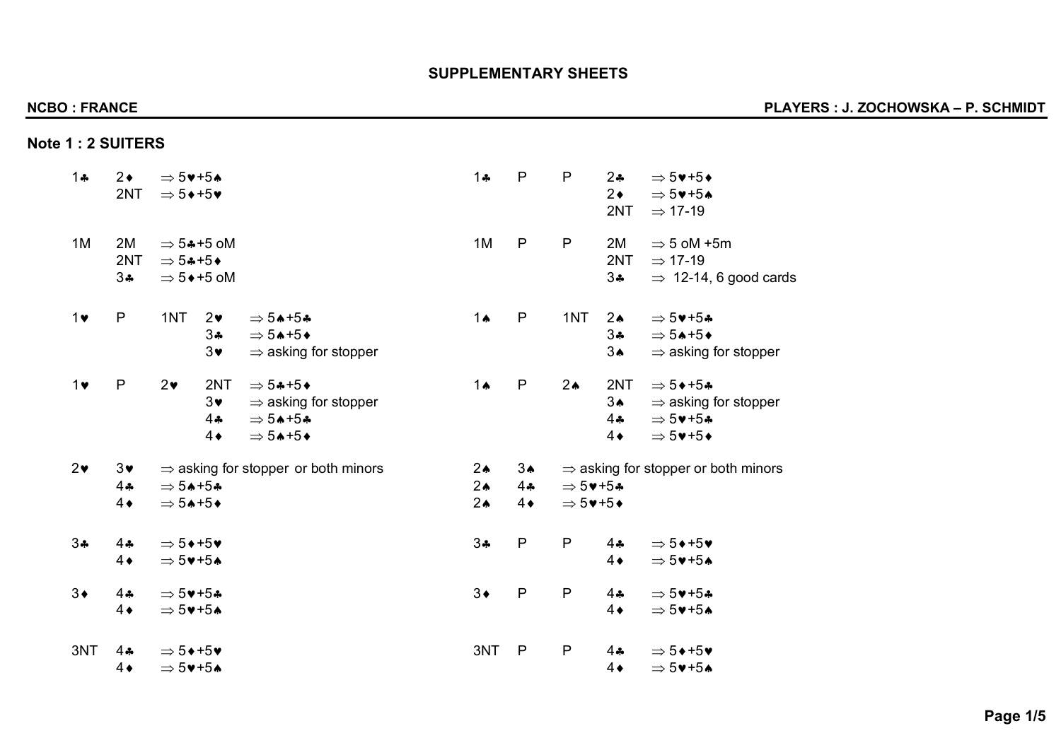# SUPPLEMENTARY SHEETS

**NCBO : FRANCE** — **PLAYERS : J. ZOCHOWSKA – P. SCHMIDT**

## Note 1 : 2 SUITERS

| Bidding | | | | Meaning |
|---|---|---|---|---|
| 1♣ | 2♦ | | | ⇒ 5♥+5♠ |
| | 2NT | | | ⇒ 5♦+5♥ |
| 1M | 2M | | | ⇒ 5♣+5 oM |
| | 2NT | | | ⇒ 5♣+5♦ |
| | 3♣ | | | ⇒ 5♦+5 oM |
| 1♥ | P | 1NT | 2♥ | ⇒ 5♠+5♣ |
| | | | 3♣ | ⇒ 5♠+5♦ |
| | | | 3♥ | ⇒ asking for stopper |
| 1♥ | P | 2♥ | 2NT | ⇒ 5♣+5♦ |
| | | | 3♥ | ⇒ asking for stopper |
| | | | 4♣ | ⇒ 5♠+5♣ |
| | | | 4♦ | ⇒ 5♠+5♦ |
| 2♥ | 3♥ | | | ⇒ asking for stopper or both minors |
| | 4♣ | | | ⇒ 5♠+5♣ |
| | 4♦ | | | ⇒ 5♠+5♦ |
| 3♣ | 4♣ | | | ⇒ 5♦+5♥ |
| | 4♦ | | | ⇒ 5♥+5♠ |
| 3♦ | 4♣ | | | ⇒ 5♥+5♣ |
| | 4♦ | | | ⇒ 5♥+5♠ |
| 3NT | 4♣ | | | ⇒ 5♦+5♥ |
| | 4♦ | | | ⇒ 5♥+5♠ |

| Bidding | | | | Meaning |
|---|---|---|---|---|
| 1♣ | P | P | 2♣ | ⇒ 5♥+5♦ |
| | | | 2♦ | ⇒ 5♥+5♠ |
| | | | 2NT | ⇒ 17-19 |
| 1M | P | P | 2M | ⇒ 5 oM +5m |
| | | | 2NT | ⇒ 17-19 |
| | | | 3♣ | ⇒ 12-14, 6 good cards |
| 1♠ | P | 1NT | 2♠ | ⇒ 5♥+5♣ |
| | | | 3♣ | ⇒ 5♠+5♦ |
| | | | 3♠ | ⇒ asking for stopper |
| 1♠ | P | 2♠ | 2NT | ⇒ 5♦+5♣ |
| | | | 3♠ | ⇒ asking for stopper |
| | | | 4♣ | ⇒ 5♥+5♣ |
| | | | 4♦ | ⇒ 5♥+5♦ |
| 2♠ | 3♠ | | | ⇒ asking for stopper or both minors |
| 2♠ | 4♣ | | | ⇒ 5♥+5♣ |
| 2♠ | 4♦ | | | ⇒ 5♥+5♦ |
| 3♣ | P | P | 4♣ | ⇒ 5♦+5♥ |
| | | | 4♦ | ⇒ 5♥+5♠ |
| 3♦ | P | P | 4♣ | ⇒ 5♥+5♣ |
| | | | 4♦ | ⇒ 5♥+5♠ |
| 3NT | P | P | 4♣ | ⇒ 5♦+5♥ |
| | | | 4♦ | ⇒ 5♥+5♠ |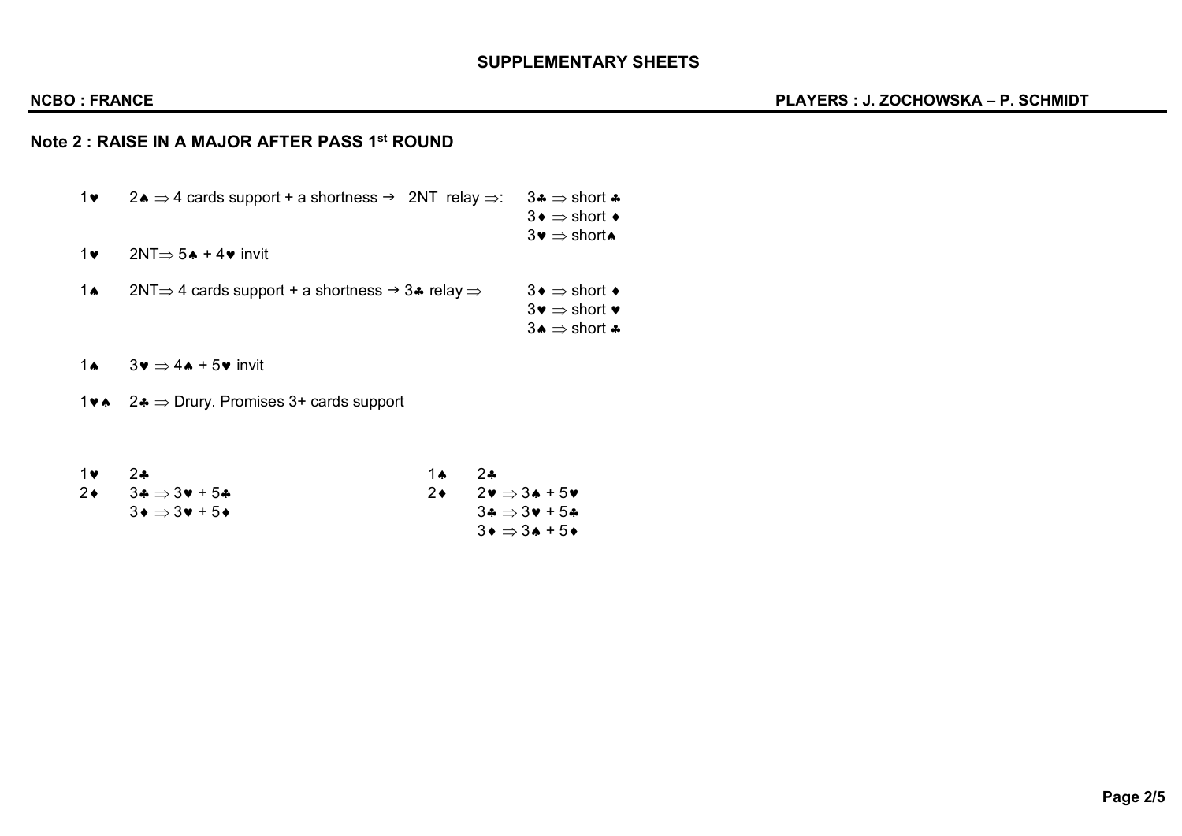## SUPPLEMENTARY SHEETS

**NCBO : FRANCE** **PLAYERS : J. ZOCHOWSKA – P. SCHMIDT**

### Note 2 : RAISE IN A MAJOR AFTER PASS 1st ROUND

1♥ 2♠ ⇒ 4 cards support + a shortness → 2NT relay ⇒:
- 3♣ ⇒ short ♣
- 3♦ ⇒ short ♦
- 3♥ ⇒ short♠

1♥ 2NT⇒ 5♠ + 4♥ invit

1♠ 2NT⇒ 4 cards support + a shortness → 3♣ relay ⇒
- 3♦ ⇒ short ♦
- 3♥ ⇒ short ♥
- 3♠ ⇒ short ♣

1♠ 3♥ ⇒ 4♠ + 5♥ invit

1♥♠ 2♣ ⇒ Drury. Promises 3+ cards support

| | | | |
|---|---|---|---|
| 1♥ | 2♣ | 1♠ | 2♣ |
| 2♦ | 3♣ ⇒ 3♥ + 5♣ | 2♦ | 2♥ ⇒ 3♠ + 5♥ |
| | 3♦ ⇒ 3♥ + 5♦ | | 3♣ ⇒ 3♥ + 5♣ |
| | | | 3♦ ⇒ 3♠ + 5♦ |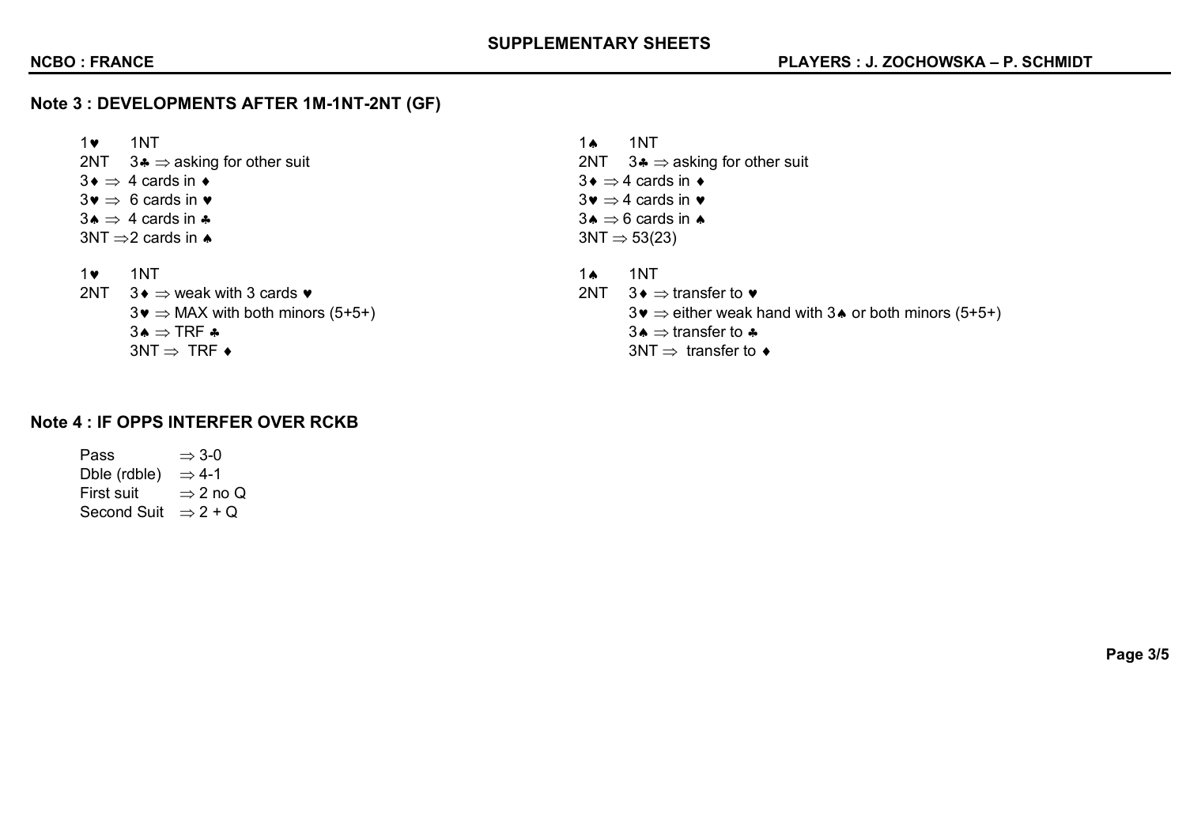## SUPPLEMENTARY SHEETS

**NCBO : FRANCE** **PLAYERS : J. ZOCHOWSKA – P. SCHMIDT**

### Note 3 : DEVELOPMENTS AFTER 1M-1NT-2NT (GF)

1♥ 1NT
2NT 3♣ ⇒ asking for other suit
3♦ ⇒ 4 cards in ♦
3♥ ⇒ 6 cards in ♥
3♠ ⇒ 4 cards in ♣
3NT ⇒2 cards in ♠

1♥ 1NT
2NT 3♦ ⇒ weak with 3 cards ♥
3♥ ⇒ MAX with both minors (5+5+)
3♠ ⇒ TRF ♣
3NT ⇒ TRF ♦

1♠ 1NT
2NT 3♣ ⇒ asking for other suit
3♦ ⇒ 4 cards in ♦
3♥ ⇒ 4 cards in ♥
3♠ ⇒ 6 cards in ♠
3NT ⇒ 53(23)

1♠ 1NT
2NT 3♦ ⇒ transfer to ♥
3♥ ⇒ either weak hand with 3♠ or both minors (5+5+)
3♠ ⇒ transfer to ♣
3NT ⇒ transfer to ♦

### Note 4 : IF OPPS INTERFER OVER RCKB

Pass ⇒ 3-0
Dble (rdble) ⇒ 4-1
First suit ⇒ 2 no Q
Second Suit ⇒ 2 + Q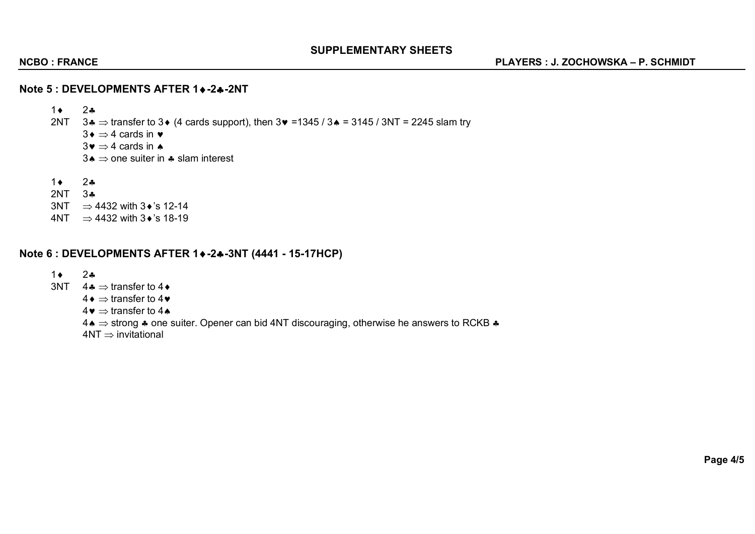## Note 5 : DEVELOPMENTS AFTER 1♦-2♣-2NT

1♦ 2♣
2NT 3♣ ⇒ transfer to 3♦ (4 cards support), then 3♥ =1345 / 3♠ = 3145 / 3NT = 2245 slam try
3♦ ⇒ 4 cards in ♥
3♥ ⇒ 4 cards in ♠
3♠ ⇒ one suiter in ♣ slam interest

1♦ 2♣
2NT 3♣
3NT ⇒ 4432 with 3♦'s 12-14
4NT ⇒ 4432 with 3♦'s 18-19

## Note 6 : DEVELOPMENTS AFTER 1♦-2♣-3NT (4441 - 15-17HCP)

1♦ 2♣
3NT 4♣ ⇒ transfer to 4♦
4♦ ⇒ transfer to 4♥
4♥ ⇒ transfer to 4♠
4♠ ⇒ strong ♣ one suiter. Opener can bid 4NT discouraging, otherwise he answers to RCKB ♣
4NT ⇒ invitational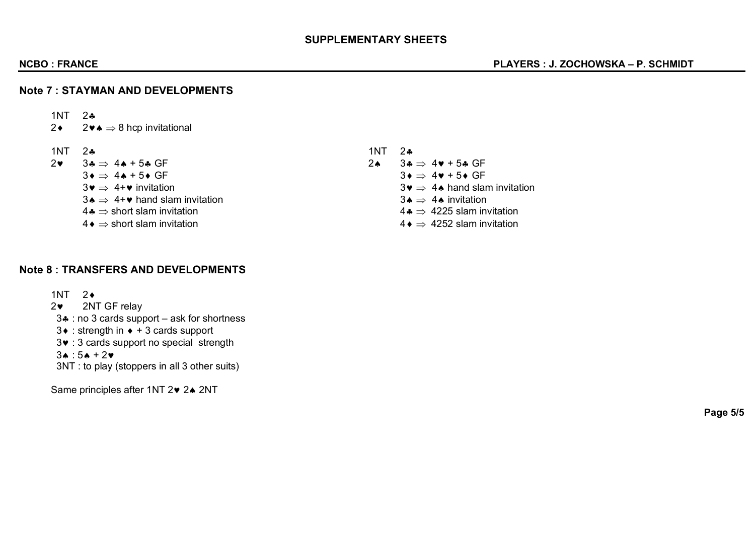## SUPPLEMENTARY SHEETS

**NCBO : FRANCE** **PLAYERS : J. ZOCHOWSKA – P. SCHMIDT**

### Note 7 : STAYMAN AND DEVELOPMENTS

1NT 2♣
2♦ 2♥♠ ⇒ 8 hcp invitational

1NT 2♣
2♥ 3♣ ⇒ 4♠ + 5♣ GF
3♦ ⇒ 4♠ + 5♦ GF
3♥ ⇒ 4+♥ invitation
3♠ ⇒ 4+♥ hand slam invitation
4♣ ⇒ short slam invitation
4♦ ⇒ short slam invitation

1NT 2♣
2♠ 3♣ ⇒ 4♥ + 5♣ GF
3♦ ⇒ 4♥ + 5♦ GF
3♥ ⇒ 4♠ hand slam invitation
3♠ ⇒ 4♠ invitation
4♣ ⇒ 4225 slam invitation
4♦ ⇒ 4252 slam invitation

### Note 8 : TRANSFERS AND DEVELOPMENTS

1NT 2♦
2♥ 2NT GF relay
3♣ : no 3 cards support – ask for shortness
3♦ : strength in ♦ + 3 cards support
3♥ : 3 cards support no special strength
3♠ : 5♠ + 2♥
3NT : to play (stoppers in all 3 other suits)

Same principles after 1NT 2♥ 2♠ 2NT